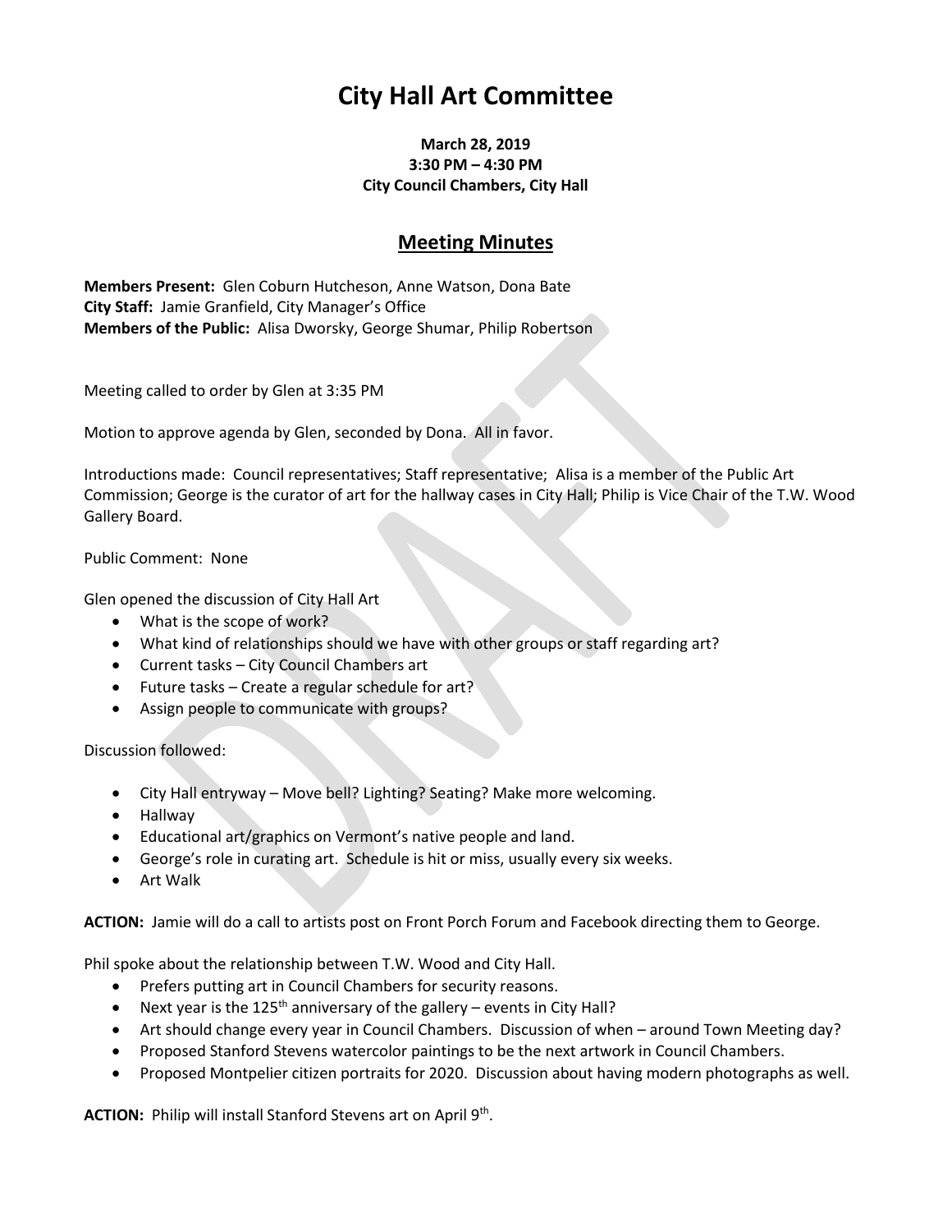# City Hall Art Committee

**March 28, 2019**
**3:30 PM – 4:30 PM**
**City Council Chambers, City Hall**

## Meeting Minutes

**Members Present:** Glen Coburn Hutcheson, Anne Watson, Dona Bate
**City Staff:** Jamie Granfield, City Manager's Office
**Members of the Public:** Alisa Dworsky, George Shumar, Philip Robertson

Meeting called to order by Glen at 3:35 PM

Motion to approve agenda by Glen, seconded by Dona. All in favor.

Introductions made: Council representatives; Staff representative; Alisa is a member of the Public Art Commission; George is the curator of art for the hallway cases in City Hall; Philip is Vice Chair of the T.W. Wood Gallery Board.

Public Comment: None

Glen opened the discussion of City Hall Art

- What is the scope of work?
- What kind of relationships should we have with other groups or staff regarding art?
- Current tasks – City Council Chambers art
- Future tasks – Create a regular schedule for art?
- Assign people to communicate with groups?

Discussion followed:

- City Hall entryway – Move bell? Lighting? Seating? Make more welcoming.
- Hallway
- Educational art/graphics on Vermont's native people and land.
- George's role in curating art. Schedule is hit or miss, usually every six weeks.
- Art Walk

**ACTION:** Jamie will do a call to artists post on Front Porch Forum and Facebook directing them to George.

Phil spoke about the relationship between T.W. Wood and City Hall.

- Prefers putting art in Council Chambers for security reasons.
- Next year is the 125th anniversary of the gallery – events in City Hall?
- Art should change every year in Council Chambers. Discussion of when – around Town Meeting day?
- Proposed Stanford Stevens watercolor paintings to be the next artwork in Council Chambers.
- Proposed Montpelier citizen portraits for 2020. Discussion about having modern photographs as well.

**ACTION:** Philip will install Stanford Stevens art on April 9th.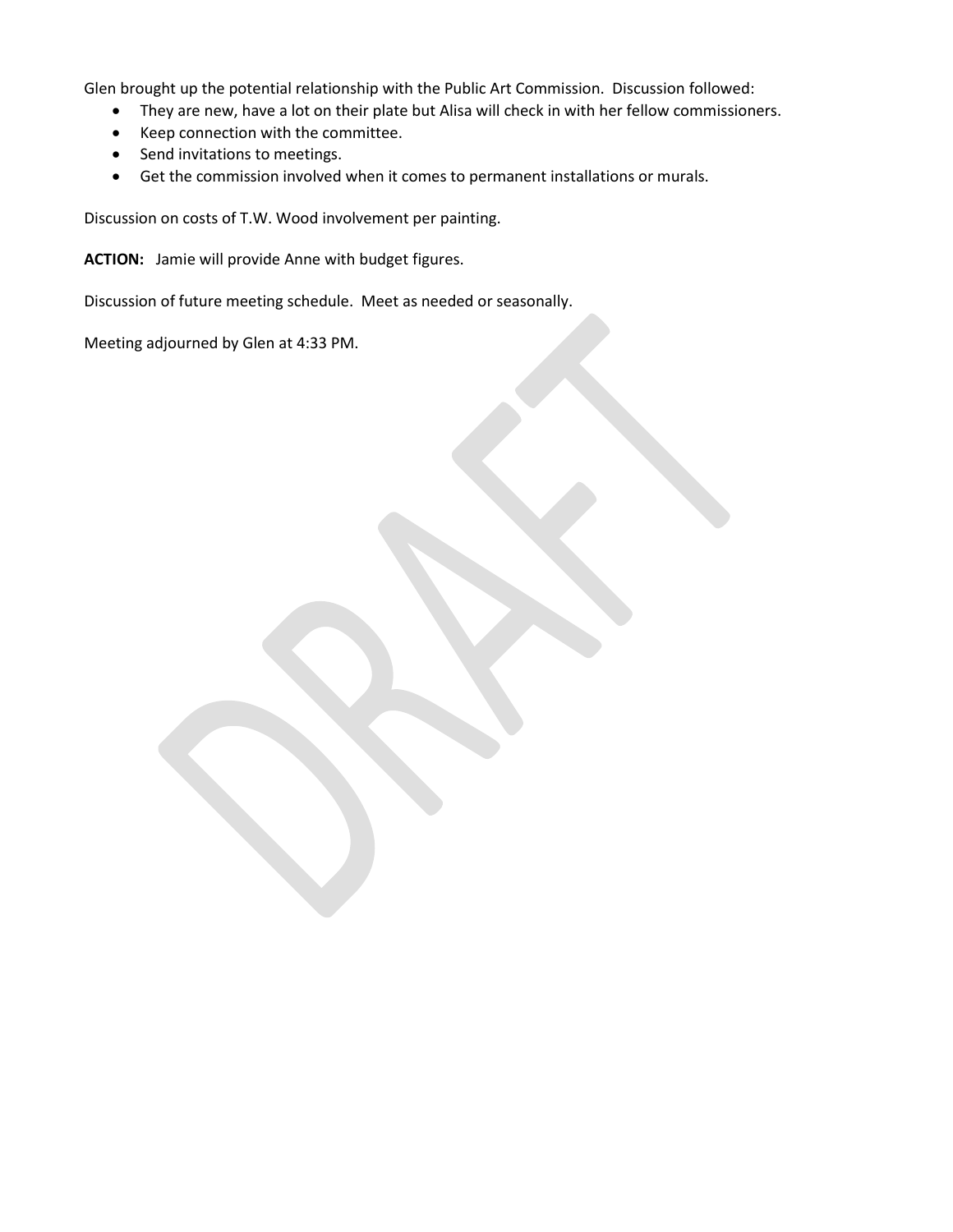Glen brought up the potential relationship with the Public Art Commission. Discussion followed:

- They are new, have a lot on their plate but Alisa will check in with her fellow commissioners.
- Keep connection with the committee.
- Send invitations to meetings.
- Get the commission involved when it comes to permanent installations or murals.

Discussion on costs of T.W. Wood involvement per painting.

**ACTION:** Jamie will provide Anne with budget figures.

Discussion of future meeting schedule. Meet as needed or seasonally.

Meeting adjourned by Glen at 4:33 PM.